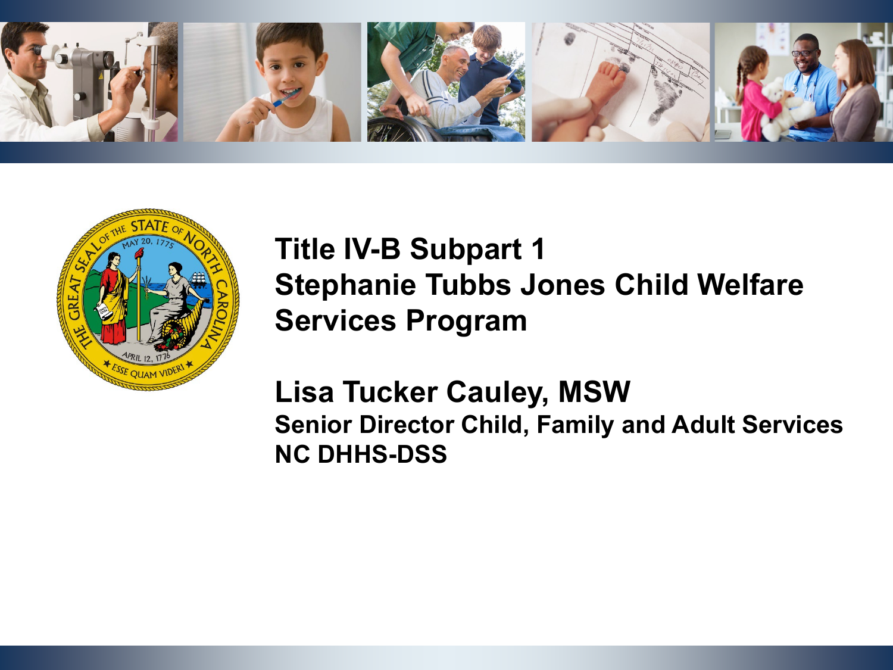# Title IV-B Subpart 1 Stephanie Tubbs Jones Child Welfare Services Program

**Lisa Tucker Cauley, MSW**

**Senior Director Child, Family and Adult Services**

**NC DHHS-DSS**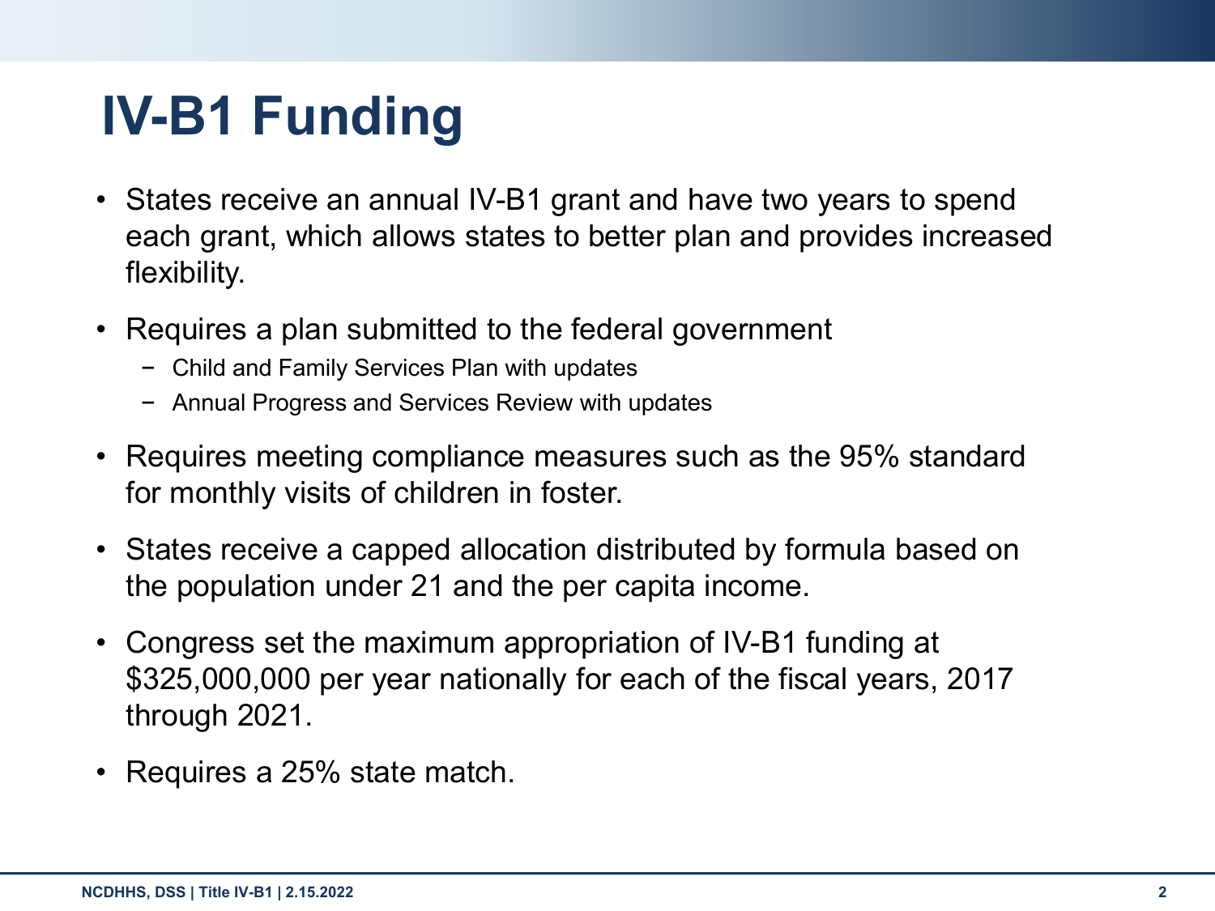# IV-B1 Funding

- States receive an annual IV-B1 grant and have two years to spend each grant, which allows states to better plan and provides increased flexibility.
- Requires a plan submitted to the federal government
  - Child and Family Services Plan with updates
  - Annual Progress and Services Review with updates
- Requires meeting compliance measures such as the 95% standard for monthly visits of children in foster.
- States receive a capped allocation distributed by formula based on the population under 21 and the per capita income.
- Congress set the maximum appropriation of IV-B1 funding at $325,000,000 per year nationally for each of the fiscal years, 2017 through 2021.
- Requires a 25% state match.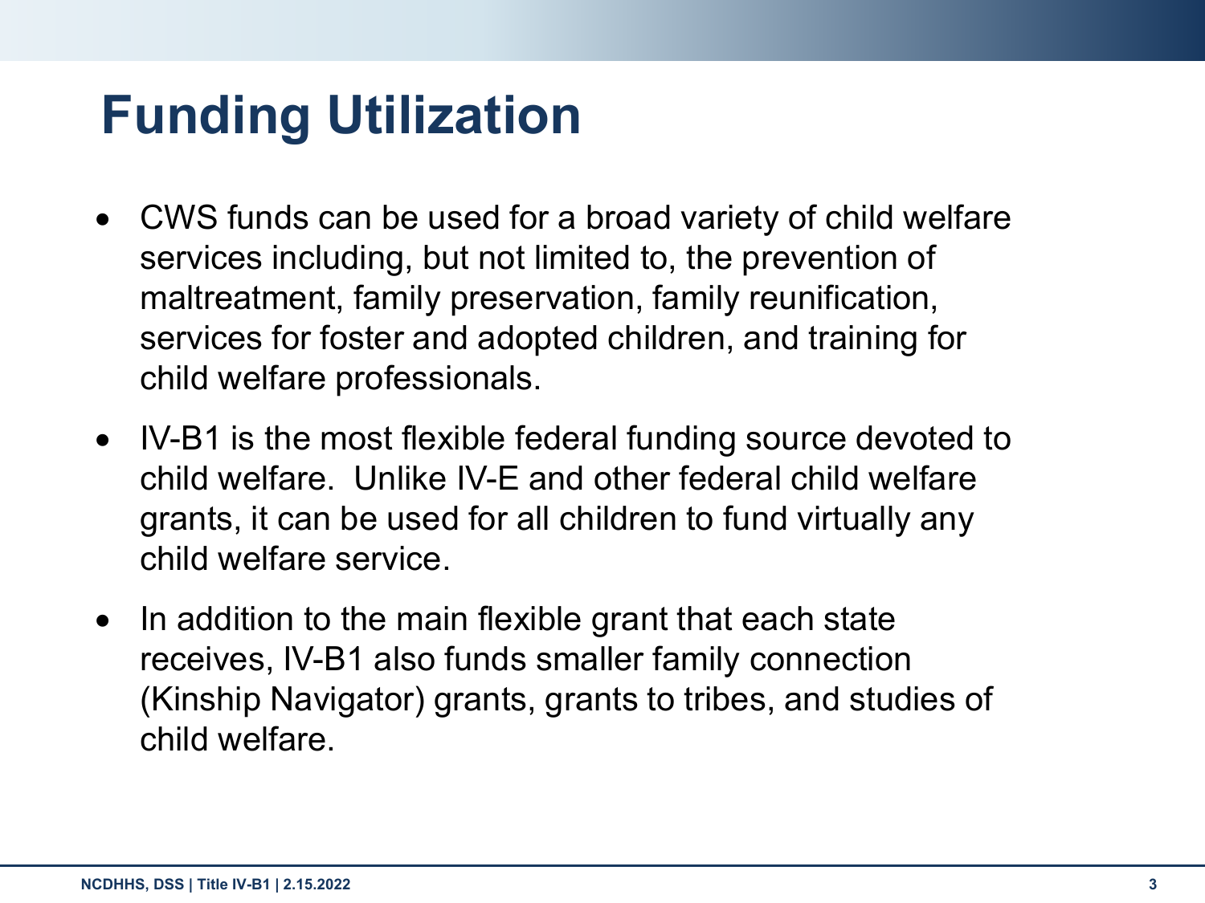# Funding Utilization

- CWS funds can be used for a broad variety of child welfare services including, but not limited to, the prevention of maltreatment, family preservation, family reunification, services for foster and adopted children, and training for child welfare professionals.
- IV-B1 is the most flexible federal funding source devoted to child welfare. Unlike IV-E and other federal child welfare grants, it can be used for all children to fund virtually any child welfare service.
- In addition to the main flexible grant that each state receives, IV-B1 also funds smaller family connection (Kinship Navigator) grants, grants to tribes, and studies of child welfare.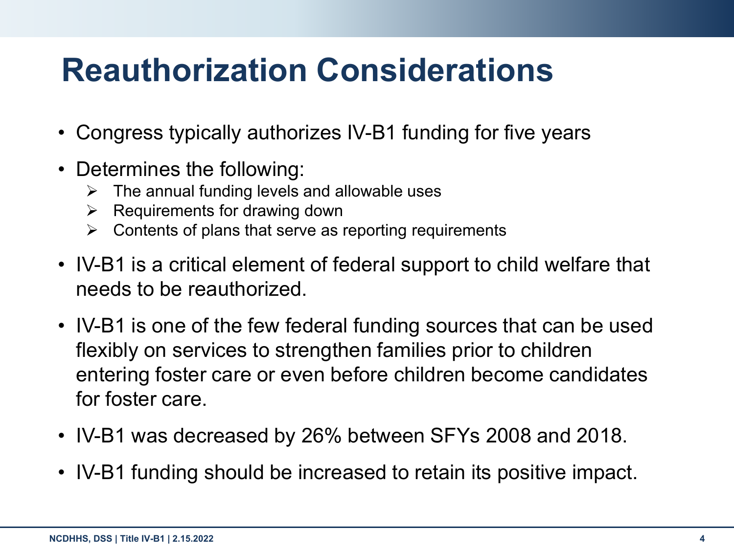# Reauthorization Considerations

- Congress typically authorizes IV-B1 funding for five years
- Determines the following:
  - The annual funding levels and allowable uses
  - Requirements for drawing down
  - Contents of plans that serve as reporting requirements
- IV-B1 is a critical element of federal support to child welfare that needs to be reauthorized.
- IV-B1 is one of the few federal funding sources that can be used flexibly on services to strengthen families prior to children entering foster care or even before children become candidates for foster care.
- IV-B1 was decreased by 26% between SFYs 2008 and 2018.
- IV-B1 funding should be increased to retain its positive impact.